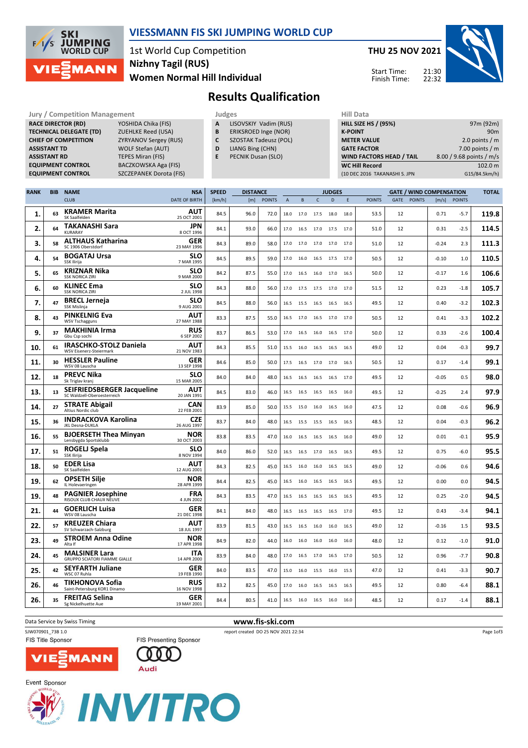# VIESSMANN FIS SKI JUMPING WORLD CUP

1st World Cup Competition
**Nizhny Tagil (RUS)**
**Women Normal Hill Individual**

**THU 25 NOV 2021**

Start Time: 21:30
Finish Time: 22:32

## Results Qualification

| Jury / Competition Management | |
|---|---|
| RACE DIRECTOR (RD) | YOSHIDA Chika (FIS) |
| TECHNICAL DELEGATE (TD) | ZUEHLKE Reed (USA) |
| CHIEF OF COMPETITION | ZYRYANOV Sergey (RUS) |
| ASSISTANT TD | WOLF Stefan (AUT) |
| ASSISTANT RD | TEPES Miran (FIS) |
| EQUIPMENT CONTROL | BACZKOWSKA Aga (FIS) |
| EQUIPMENT CONTROL | SZCZEPANEK Dorota (FIS) |

| Judges | |
|---|---|
| A | LISOVSKIY Vadim (RUS) |
| B | ERIKSROED Inge (NOR) |
| C | SZOSTAK Tadeusz (POL) |
| D | LIANG Bing (CHN) |
| E | PECNIK Dusan (SLO) |

| Hill Data | |
|---|---|
| HILL SIZE HS / (95%) | 97m (92m) |
| K-POINT | 90m |
| METER VALUE | 2.0 points / m |
| GATE FACTOR | 7.00 points / m |
| WIND FACTORS HEAD / TAIL | 8.00 / 9.68 points / m/s |
| WC Hill Record | 102.0 m |
| (10 DEC 2016 TAKANASHI S. JPN | G15/84.5km/h) |

| RANK | BIB | NAME / CLUB | NSA / DATE OF BIRTH | SPEED [km/h] | DISTANCE [m] | DISTANCE POINTS | A | B | C | D | E | JUDGES POINTS | GATE | GATE POINTS | WIND [m/s] | WIND POINTS | TOTAL |
|---|---|---|---|---|---|---|---|---|---|---|---|---|---|---|---|---|---|
| 1. | 63 | **KRAMER Marita** SK Saalfelden | AUT 25 OCT 2001 | 84.5 | 96.0 | 72.0 | 18.0 | 17.0 | 17.5 | 18.0 | 18.0 | 53.5 | 12 | | 0.71 | -5.7 | **119.8** |
| 2. | 64 | **TAKANASHI Sara** KURARAY | JPN 8 OCT 1996 | 84.1 | 93.0 | 66.0 | 17.0 | 16.5 | 17.0 | 17.5 | 17.0 | 51.0 | 12 | | 0.31 | -2.5 | **114.5** |
| 3. | 58 | **ALTHAUS Katharina** SC 1906 Oberstdorf | GER 23 MAY 1996 | 84.3 | 89.0 | 58.0 | 17.0 | 17.0 | 17.0 | 17.0 | 17.0 | 51.0 | 12 | | -0.24 | 2.3 | **111.3** |
| 4. | 54 | **BOGATAJ Ursa** SSK Ilirija | SLO 7 MAR 1995 | 84.5 | 89.5 | 59.0 | 17.0 | 16.0 | 16.5 | 17.5 | 17.0 | 50.5 | 12 | | -0.10 | 1.0 | **110.5** |
| 5. | 65 | **KRIZNAR Nika** SSK NORICA ZIRI | SLO 9 MAR 2000 | 84.2 | 87.5 | 55.0 | 17.0 | 16.5 | 16.0 | 17.0 | 16.5 | 50.0 | 12 | | -0.17 | 1.6 | **106.6** |
| 6. | 60 | **KLINEC Ema** SSK NORICA ZIRI | SLO 2 JUL 1998 | 84.3 | 88.0 | 56.0 | 17.0 | 17.5 | 17.5 | 17.0 | 17.0 | 51.5 | 12 | | 0.23 | -1.8 | **105.7** |
| 7. | 47 | **BRECL Jerneja** SSK Mislinja | SLO 9 AUG 2001 | 84.5 | 88.0 | 56.0 | 16.5 | 15.5 | 16.5 | 16.5 | 16.5 | 49.5 | 12 | | 0.40 | -3.2 | **102.3** |
| 8. | 43 | **PINKELNIG Eva** WSV Tschagguns | AUT 27 MAY 1988 | 83.3 | 87.5 | 55.0 | 16.5 | 17.0 | 16.5 | 17.0 | 17.0 | 50.5 | 12 | | 0.41 | -3.3 | **102.2** |
| 9. | 37 | **MAKHINIA Irma** Gbu Csp sochi | RUS 6 SEP 2002 | 83.7 | 86.5 | 53.0 | 17.0 | 16.5 | 16.0 | 16.5 | 17.0 | 50.0 | 12 | | 0.33 | -2.6 | **100.4** |
| 10. | 61 | **IRASCHKO-STOLZ Daniela** WSV Eisenerz-Steiermark | AUT 21 NOV 1983 | 84.3 | 85.5 | 51.0 | 15.5 | 16.0 | 16.5 | 16.5 | 16.5 | 49.0 | 12 | | 0.04 | -0.3 | **99.7** |
| 11. | 30 | **HESSLER Pauline** WSV 08 Lauscha | GER 13 SEP 1998 | 84.6 | 85.0 | 50.0 | 17.5 | 16.5 | 17.0 | 17.0 | 16.5 | 50.5 | 12 | | 0.17 | -1.4 | **99.1** |
| 12. | 18 | **PREVC Nika** Sk Triglav kranj | SLO 15 MAR 2005 | 84.0 | 84.0 | 48.0 | 16.5 | 16.5 | 16.5 | 16.5 | 17.0 | 49.5 | 12 | | -0.05 | 0.5 | **98.0** |
| 13. | 13 | **SEIFRIEDSBERGER Jacqueline** SC Waldzell-Oberoesterreich | AUT 20 JAN 1991 | 84.5 | 83.0 | 46.0 | 16.5 | 16.5 | 16.5 | 16.5 | 16.0 | 49.5 | 12 | | -0.25 | 2.4 | **97.9** |
| 14. | 27 | **STRATE Abigail** Altius Nordic club | CAN 22 FEB 2001 | 83.9 | 85.0 | 50.0 | 15.5 | 15.0 | 16.0 | 16.5 | 16.0 | 47.5 | 12 | | 0.08 | -0.6 | **96.9** |
| 15. | 36 | **INDRACKOVA Karolina** JKL Desna-DUKLA | CZE 26 AUG 1997 | 83.7 | 84.0 | 48.0 | 16.5 | 15.5 | 15.5 | 16.5 | 16.5 | 48.5 | 12 | | 0.04 | -0.3 | **96.2** |
| 16. | 55 | **BJOERSETH Thea Minyan** Lensbygda Sportsklubb | NOR 30 OCT 2003 | 83.8 | 83.5 | 47.0 | 16.0 | 16.5 | 16.5 | 16.5 | 16.0 | 49.0 | 12 | | 0.01 | -0.1 | **95.9** |
| 17. | 51 | **ROGELJ Spela** SSK Ilirija | SLO 8 NOV 1994 | 84.0 | 86.0 | 52.0 | 16.5 | 16.5 | 17.0 | 16.5 | 16.5 | 49.5 | 12 | | 0.75 | -6.0 | **95.5** |
| 18. | 50 | **EDER Lisa** SK Saalfelden | AUT 12 AUG 2001 | 84.3 | 82.5 | 45.0 | 16.5 | 16.0 | 16.0 | 16.5 | 16.5 | 49.0 | 12 | | -0.06 | 0.6 | **94.6** |
| 19. | 62 | **OPSETH Silje** IL Holevaeringen | NOR 28 APR 1999 | 84.4 | 82.5 | 45.0 | 16.5 | 16.0 | 16.5 | 16.5 | 16.5 | 49.5 | 12 | | 0.00 | 0.0 | **94.5** |
| 19. | 48 | **PAGNIER Josephine** RISOUX CLUB CHAUX NEUVE | FRA 4 JUN 2002 | 84.3 | 83.5 | 47.0 | 16.5 | 16.5 | 16.5 | 16.5 | 16.5 | 49.5 | 12 | | 0.25 | -2.0 | **94.5** |
| 21. | 44 | **GOERLICH Luisa** WSV 08 Lauscha | GER 21 DEC 1998 | 84.1 | 84.0 | 48.0 | 16.5 | 16.5 | 16.5 | 16.5 | 17.0 | 49.5 | 12 | | 0.43 | -3.4 | **94.1** |
| 22. | 57 | **KREUZER Chiara** SV Schwarzach-Salzburg | AUT 18 JUL 1997 | 83.9 | 81.5 | 43.0 | 16.5 | 16.5 | 16.0 | 16.0 | 16.5 | 49.0 | 12 | | -0.16 | 1.5 | **93.5** |
| 23. | 49 | **STROEM Anna Odine** Alta If | NOR 17 APR 1998 | 84.9 | 82.0 | 44.0 | 16.0 | 16.0 | 16.0 | 16.0 | 16.0 | 48.0 | 12 | | 0.12 | -1.0 | **91.0** |
| 24. | 45 | **MALSINER Lara** GRUPPO SCIATORI FIAMME GIALLE | ITA 14 APR 2000 | 83.9 | 84.0 | 48.0 | 17.0 | 16.5 | 17.0 | 16.5 | 17.0 | 50.5 | 12 | | 0.96 | -7.7 | **90.8** |
| 25. | 42 | **SEYFARTH Juliane** WSC 07 Ruhla | GER 19 FEB 1990 | 84.0 | 83.5 | 47.0 | 15.0 | 16.0 | 15.5 | 16.0 | 15.5 | 47.0 | 12 | | 0.41 | -3.3 | **90.7** |
| 26. | 46 | **TIKHONOVA Sofia** Saint-Petersburg KOR1 Dinamo | RUS 16 NOV 1998 | 83.2 | 82.5 | 45.0 | 17.0 | 16.0 | 16.5 | 16.5 | 16.5 | 49.5 | 12 | | 0.80 | -6.4 | **88.1** |
| 26. | 35 | **FREITAG Selina** Sg Nickelhuette Aue | GER 19 MAY 2001 | 84.4 | 80.5 | 41.0 | 16.5 | 16.0 | 16.5 | 16.0 | 16.0 | 48.5 | 12 | | 0.17 | -1.4 | **88.1** |

Data Service by Swiss Timing

www.fis-ski.com

SJW070901_73B 1.0 report created DO 25 NOV 2021 22:34

FIS Title Sponsor VIESSMANN
FIS Presenting Sponsor Audi
Event Sponsor INVITRO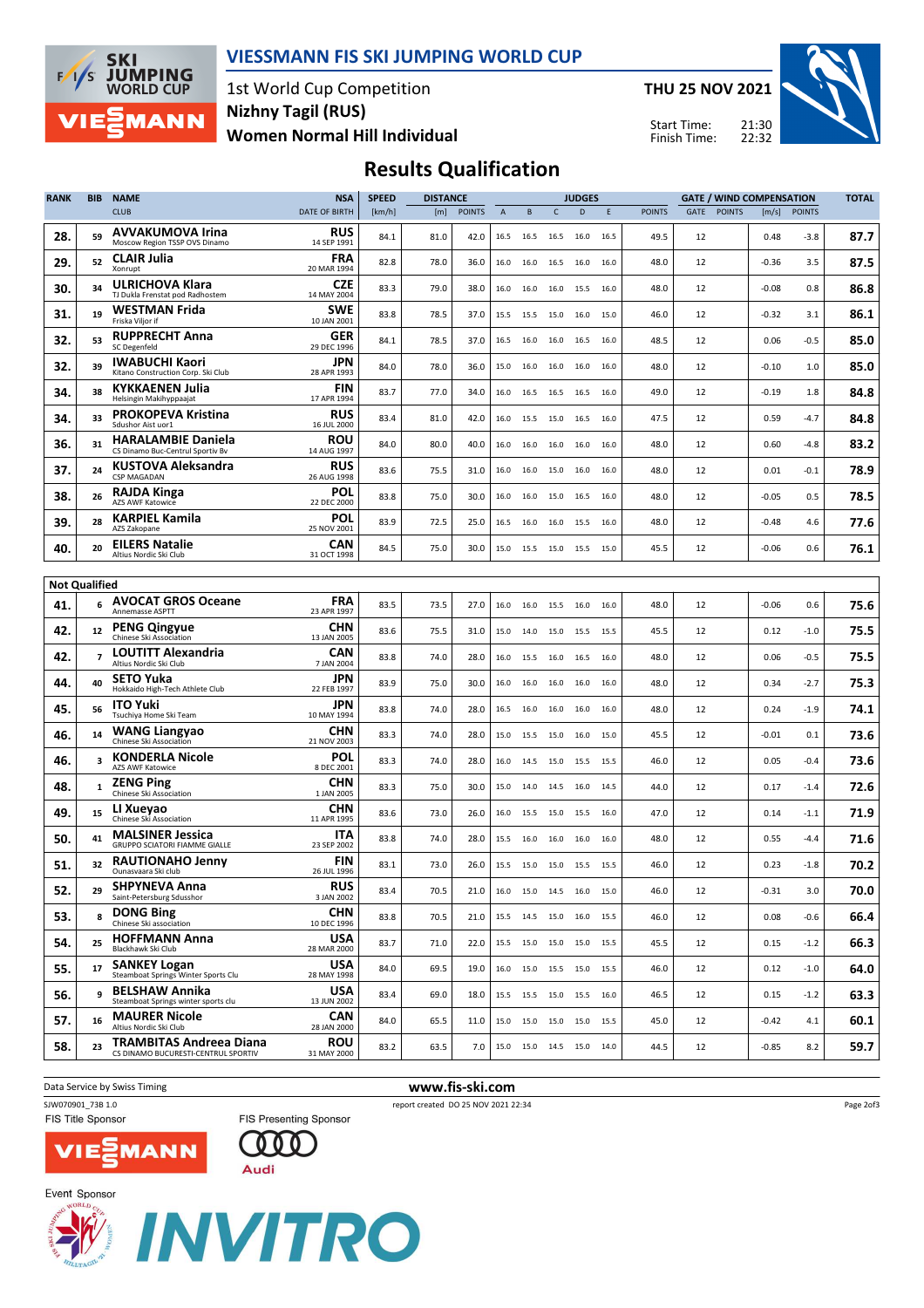# VIESSMANN FIS SKI JUMPING WORLD CUP

1st World Cup Competition
Nizhny Tagil (RUS)
Women Normal Hill Individual

THU 25 NOV 2021

Start Time: 21:30
Finish Time: 22:32

## Results Qualification

| RANK | BIB | NAME / CLUB | NSA / DATE OF BIRTH | SPEED [km/h] | DISTANCE [m] | DISTANCE POINTS | JUDGES A | B | C | D | E | JUDGES POINTS | GATE | GATE POINTS | WIND [m/s] | WIND POINTS | TOTAL |
|---|---|---|---|---|---|---|---|---|---|---|---|---|---|---|---|---|---|
| 28. | 59 | AVVAKUMOVA Irina / Moscow Region TSSP OVS Dinamo | RUS / 14 SEP 1991 | 84.1 | 81.0 | 42.0 | 16.5 | 16.5 | 16.5 | 16.0 | 16.5 | 49.5 | 12 | | 0.48 | -3.8 | 87.7 |
| 29. | 52 | CLAIR Julia / Xonrupt | FRA / 20 MAR 1994 | 82.8 | 78.0 | 36.0 | 16.0 | 16.0 | 16.5 | 16.0 | 16.0 | 48.0 | 12 | | -0.36 | 3.5 | 87.5 |
| 30. | 34 | ULRICHOVA Klara / TJ Dukla Frenstat pod Radhostem | CZE / 14 MAY 2004 | 83.3 | 79.0 | 38.0 | 16.0 | 16.0 | 16.0 | 15.5 | 16.0 | 48.0 | 12 | | -0.08 | 0.8 | 86.8 |
| 31. | 19 | WESTMAN Frida / Friska Viljor if | SWE / 10 JAN 2001 | 83.8 | 78.5 | 37.0 | 15.5 | 15.5 | 15.0 | 16.0 | 15.0 | 46.0 | 12 | | -0.32 | 3.1 | 86.1 |
| 32. | 53 | RUPPRECHT Anna / SC Degenfeld | GER / 29 DEC 1996 | 84.1 | 78.5 | 37.0 | 16.5 | 16.0 | 16.0 | 16.5 | 16.0 | 48.5 | 12 | | 0.06 | -0.5 | 85.0 |
| 32. | 39 | IWABUCHI Kaori / Kitano Construction Corp. Ski Club | JPN / 28 APR 1993 | 84.0 | 78.0 | 36.0 | 15.0 | 16.0 | 16.0 | 16.0 | 16.0 | 48.0 | 12 | | -0.10 | 1.0 | 85.0 |
| 34. | 38 | KYKKAENEN Julia / Helsingin Makihyppaajat | FIN / 17 APR 1994 | 83.7 | 77.0 | 34.0 | 16.0 | 16.5 | 16.5 | 16.5 | 16.0 | 49.0 | 12 | | -0.19 | 1.8 | 84.8 |
| 34. | 33 | PROKOPEVA Kristina / Sdushor Aist uor1 | RUS / 16 JUL 2000 | 83.4 | 81.0 | 42.0 | 16.0 | 15.5 | 15.0 | 16.5 | 16.0 | 47.5 | 12 | | 0.59 | -4.7 | 84.8 |
| 36. | 31 | HARALAMBIE Daniela / CS Dinamo Buc-Centrul Sportiv Bv | ROU / 14 AUG 1997 | 84.0 | 80.0 | 40.0 | 16.0 | 16.0 | 16.0 | 16.0 | 16.0 | 48.0 | 12 | | 0.60 | -4.8 | 83.2 |
| 37. | 24 | KUSTOVA Aleksandra / CSP MAGADAN | RUS / 26 AUG 1998 | 83.6 | 75.5 | 31.0 | 16.0 | 16.0 | 15.0 | 16.0 | 16.0 | 48.0 | 12 | | 0.01 | -0.1 | 78.9 |
| 38. | 26 | RAJDA Kinga / AZS AWF Katowice | POL / 22 DEC 2000 | 83.8 | 75.0 | 30.0 | 16.0 | 16.0 | 15.0 | 16.5 | 16.0 | 48.0 | 12 | | -0.05 | 0.5 | 78.5 |
| 39. | 28 | KARPIEL Kamila / AZS Zakopane | POL / 25 NOV 2001 | 83.9 | 72.5 | 25.0 | 16.5 | 16.0 | 16.0 | 15.5 | 16.0 | 48.0 | 12 | | -0.48 | 4.6 | 77.6 |
| 40. | 20 | EILERS Natalie / Altius Nordic Ski Club | CAN / 31 OCT 1998 | 84.5 | 75.0 | 30.0 | 15.0 | 15.5 | 15.0 | 15.5 | 15.0 | 45.5 | 12 | | -0.06 | 0.6 | 76.1 |

**Not Qualified**

| RANK | BIB | NAME / CLUB | NSA / DATE OF BIRTH | SPEED [km/h] | DISTANCE [m] | DISTANCE POINTS | JUDGES A | B | C | D | E | JUDGES POINTS | GATE | GATE POINTS | WIND [m/s] | WIND POINTS | TOTAL |
|---|---|---|---|---|---|---|---|---|---|---|---|---|---|---|---|---|---|
| 41. | 6 | AVOCAT GROS Oceane / Annemasse ASPTT | FRA / 23 APR 1997 | 83.5 | 73.5 | 27.0 | 16.0 | 16.0 | 15.5 | 16.0 | 16.0 | 48.0 | 12 | | -0.06 | 0.6 | 75.6 |
| 42. | 12 | PENG Qingyue / Chinese Ski Association | CHN / 13 JAN 2005 | 83.6 | 75.5 | 31.0 | 15.0 | 14.0 | 15.0 | 15.5 | 15.5 | 45.5 | 12 | | 0.12 | -1.0 | 75.5 |
| 42. | 7 | LOUTITT Alexandria / Altius Nordic Ski Club | CAN / 7 JAN 2004 | 83.8 | 74.0 | 28.0 | 16.0 | 15.5 | 16.0 | 16.5 | 16.0 | 48.0 | 12 | | 0.06 | -0.5 | 75.5 |
| 44. | 40 | SETO Yuka / Hokkaido High-Tech Athlete Club | JPN / 22 FEB 1997 | 83.9 | 75.0 | 30.0 | 16.0 | 16.0 | 16.0 | 16.0 | 16.0 | 48.0 | 12 | | 0.34 | -2.7 | 75.3 |
| 45. | 56 | ITO Yuki / Tsuchiya Home Ski Team | JPN / 10 MAY 1994 | 83.8 | 74.0 | 28.0 | 16.5 | 16.0 | 16.0 | 16.0 | 16.0 | 48.0 | 12 | | 0.24 | -1.9 | 74.1 |
| 46. | 14 | WANG Liangyao / Chinese Ski Association | CHN / 21 NOV 2003 | 83.3 | 74.0 | 28.0 | 15.0 | 15.5 | 15.0 | 16.0 | 15.0 | 45.5 | 12 | | -0.01 | 0.1 | 73.6 |
| 46. | 3 | KONDERLA Nicole / AZS AWF Katowice | POL / 8 DEC 2001 | 83.3 | 74.0 | 28.0 | 16.0 | 14.5 | 15.0 | 15.5 | 15.5 | 46.0 | 12 | | 0.05 | -0.4 | 73.6 |
| 48. | 1 | ZENG Ping / Chinese Ski Association | CHN / 1 JAN 2005 | 83.3 | 75.0 | 30.0 | 15.0 | 14.0 | 14.5 | 16.0 | 14.5 | 44.0 | 12 | | 0.17 | -1.4 | 72.6 |
| 49. | 15 | LI Xueyao / Chinese Ski Association | CHN / 11 APR 1995 | 83.6 | 73.0 | 26.0 | 16.0 | 15.5 | 15.0 | 15.5 | 16.0 | 47.0 | 12 | | 0.14 | -1.1 | 71.9 |
| 50. | 41 | MALSINER Jessica / GRUPPO SCIATORI FIAMME GIALLE | ITA / 23 SEP 2002 | 83.8 | 74.0 | 28.0 | 15.5 | 16.0 | 16.0 | 16.0 | 16.0 | 48.0 | 12 | | 0.55 | -4.4 | 71.6 |
| 51. | 32 | RAUTIONAHO Jenny / Ounasvaara Ski club | FIN / 26 JUL 1996 | 83.1 | 73.0 | 26.0 | 15.5 | 15.0 | 15.0 | 15.5 | 15.5 | 46.0 | 12 | | 0.23 | -1.8 | 70.2 |
| 52. | 29 | SHPYNEVA Anna / Saint-Petersburg Sdusshor | RUS / 3 JAN 2002 | 83.4 | 70.5 | 21.0 | 16.0 | 15.0 | 14.5 | 16.0 | 15.0 | 46.0 | 12 | | -0.31 | 3.0 | 70.0 |
| 53. | 8 | DONG Bing / Chinese Ski association | CHN / 10 DEC 1996 | 83.8 | 70.5 | 21.0 | 15.5 | 14.5 | 15.0 | 16.0 | 15.5 | 46.0 | 12 | | 0.08 | -0.6 | 66.4 |
| 54. | 25 | HOFFMANN Anna / Blackhawk Ski Club | USA / 28 MAR 2000 | 83.7 | 71.0 | 22.0 | 15.5 | 15.0 | 15.0 | 15.0 | 15.5 | 45.5 | 12 | | 0.15 | -1.2 | 66.3 |
| 55. | 17 | SANKEY Logan / Steamboat Springs Winter Sports Clu | USA / 28 MAY 1998 | 84.0 | 69.5 | 19.0 | 16.0 | 15.0 | 15.5 | 15.0 | 15.5 | 46.0 | 12 | | 0.12 | -1.0 | 64.0 |
| 56. | 9 | BELSHAW Annika / Steamboat Springs winter sports clu | USA / 13 JUN 2002 | 83.4 | 69.0 | 18.0 | 15.5 | 15.5 | 15.0 | 15.5 | 16.0 | 46.5 | 12 | | 0.15 | -1.2 | 63.3 |
| 57. | 16 | MAURER Nicole / Altius Nordic Ski Club | CAN / 28 JAN 2000 | 84.0 | 65.5 | 11.0 | 15.0 | 15.0 | 15.0 | 15.0 | 15.5 | 45.0 | 12 | | -0.42 | 4.1 | 60.1 |
| 58. | 23 | TRAMBITAS Andreea Diana / CS DINAMO BUCURESTI-CENTRUL SPORTIV | ROU / 31 MAY 2000 | 83.2 | 63.5 | 7.0 | 15.0 | 15.0 | 14.5 | 15.0 | 14.0 | 44.5 | 12 | | -0.85 | 8.2 | 59.7 |

Data Service by Swiss Timing — www.fis-ski.com

SJW070901_73B 1.0 — report created DO 25 NOV 2021 22:34

FIS Title Sponsor: VIESSMANN — FIS Presenting Sponsor: Audi — Event Sponsor: INVITRO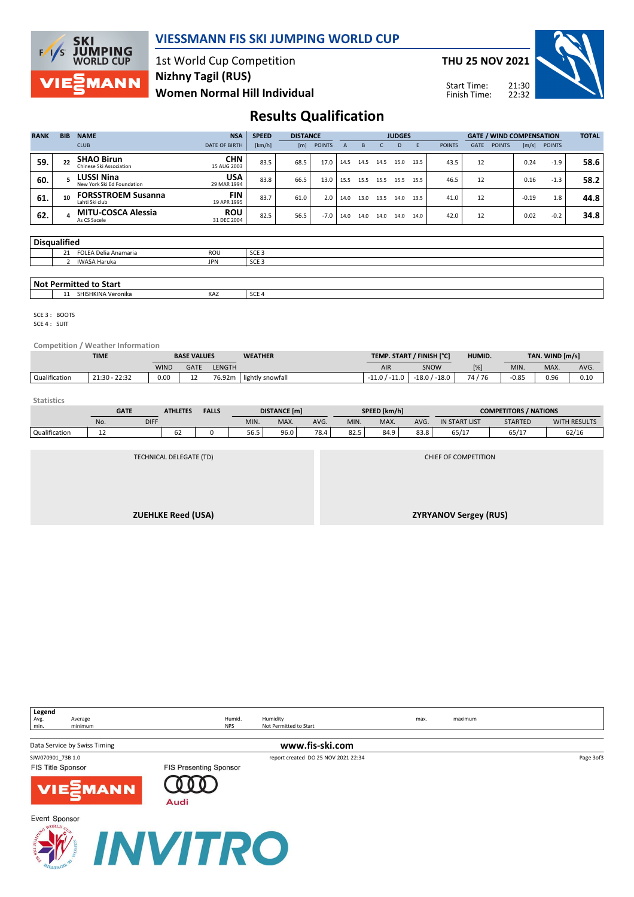# VIESSMANN FIS SKI JUMPING WORLD CUP

1st World Cup Competition
**Nizhny Tagil (RUS)**
**Women Normal Hill Individual**

**THU 25 NOV 2021**

Start Time: 21:30
Finish Time: 22:32

## Results Qualification

| RANK | BIB | NAME / CLUB | NSA / DATE OF BIRTH | SPEED [km/h] | DISTANCE [m] | DISTANCE POINTS | JUDGES A | B | C | D | E | JUDGES POINTS | GATE | GATE POINTS | WIND [m/s] | WIND POINTS | TOTAL |
|---|---|---|---|---|---|---|---|---|---|---|---|---|---|---|---|---|---|
| 59. | 22 | **SHAO Birun** Chinese Ski Association | **CHN** 15 AUG 2003 | 83.5 | 68.5 | 17.0 | 14.5 | 14.5 | 14.5 | 15.0 | 13.5 | 43.5 | 12 | | 0.24 | -1.9 | **58.6** |
| 60. | 5 | **LUSSI Nina** New York Ski Ed Foundation | **USA** 29 MAR 1994 | 83.8 | 66.5 | 13.0 | 15.5 | 15.5 | 15.5 | 15.5 | 15.5 | 46.5 | 12 | | 0.16 | -1.3 | **58.2** |
| 61. | 10 | **FORSSTROEM Susanna** Lahti Ski club | **FIN** 19 APR 1995 | 83.7 | 61.0 | 2.0 | 14.0 | 13.0 | 13.5 | 14.0 | 13.5 | 41.0 | 12 | | -0.19 | 1.8 | **44.8** |
| 62. | 4 | **MITU-COSCA Alessia** As CS Sacele | **ROU** 31 DEC 2004 | 82.5 | 56.5 | -7.0 | 14.0 | 14.0 | 14.0 | 14.0 | 14.0 | 42.0 | 12 | | 0.02 | -0.2 | **34.8** |

**Disqualified**

| | BIB | NAME | NSA | REASON |
|---|---|---|---|---|
| | 21 | FOLEA Delia Anamaria | ROU | SCE 3 |
| | 2 | IWASA Haruka | JPN | SCE 3 |

**Not Permitted to Start**

| | BIB | NAME | NSA | REASON |
|---|---|---|---|---|
| | 11 | SHISHKINA Veronika | KAZ | SCE 4 |

SCE 3 : BOOTS
SCE 4 : SUIT

### Competition / Weather Information

| | TIME | BASE VALUES WIND | GATE | LENGTH | WEATHER | TEMP. START / FINISH [°C] AIR | SNOW | HUMID. [%] | TAN. WIND [m/s] MIN. | MAX. | AVG. |
|---|---|---|---|---|---|---|---|---|---|---|---|
| Qualification | 21:30 - 22:32 | 0.00 | 12 | 76.92m | lightly snowfall | -11.0 / -11.0 | -18.0 / -18.0 | 74 / 76 | -0.85 | 0.96 | 0.10 |

### Statistics

| | GATE No. | DIFF | ATHLETES | FALLS | DISTANCE [m] MIN. | MAX. | AVG. | SPEED [km/h] MIN. | MAX. | AVG. | COMPETITORS / NATIONS IN START LIST | STARTED | WITH RESULTS |
|---|---|---|---|---|---|---|---|---|---|---|---|---|---|
| Qualification | 12 | | 62 | 0 | 56.5 | 96.0 | 78.4 | 82.5 | 84.9 | 83.8 | 65/17 | 65/17 | 62/16 |

| TECHNICAL DELEGATE (TD) | CHIEF OF COMPETITION |
|---|---|
| **ZUEHLKE Reed (USA)** | **ZYRYANOV Sergey (RUS)** |

**Legend**

| | | | | | |
|---|---|---|---|---|---|
| Avg. | Average | Humid. | Humidity | max. | maximum |
| min. | minimum | NPS | Not Permitted to Start | | |

Data Service by Swiss Timing
www.fis-ski.com
SJW070901_73B 1.0
report created DO 25 NOV 2021 22:34

FIS Title Sponsor: VIESSMANN
FIS Presenting Sponsor: Audi
Event Sponsor: INVITRO